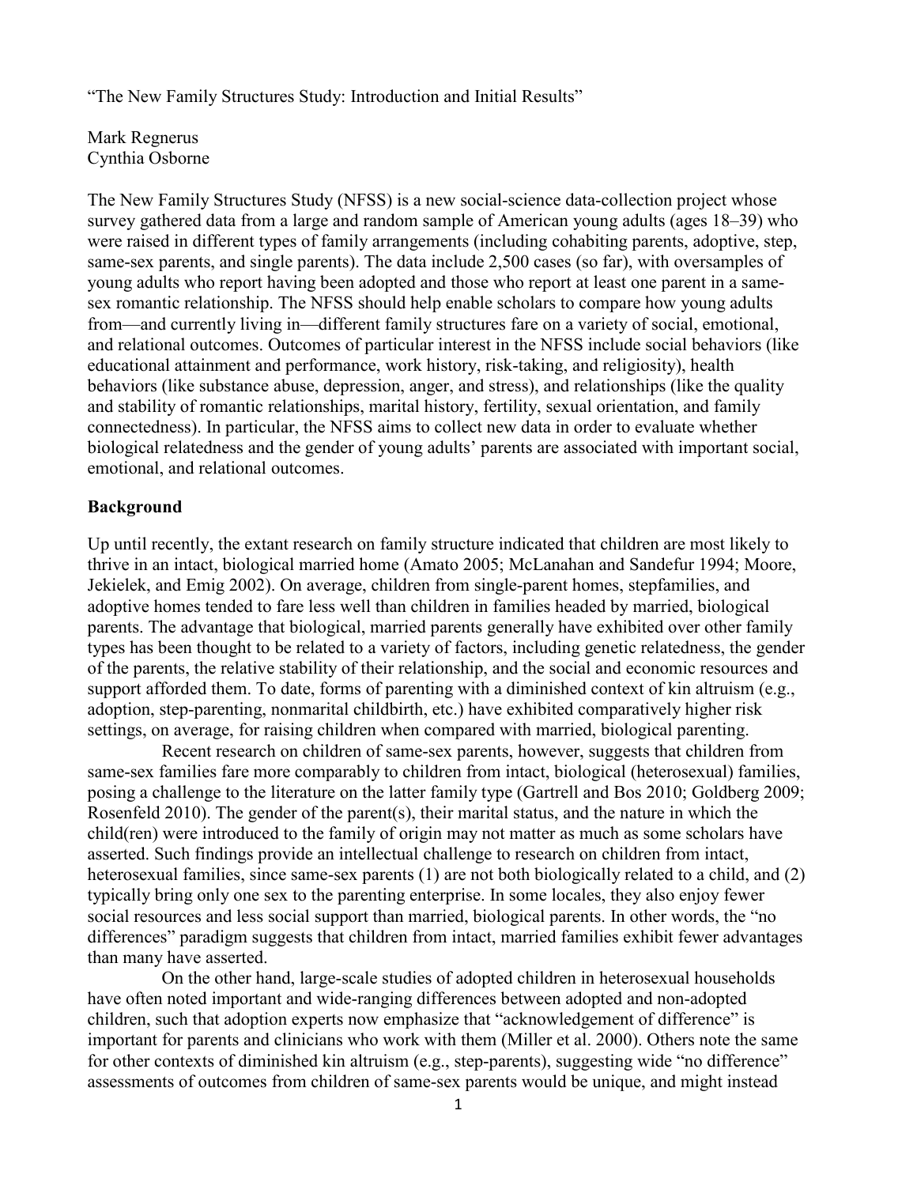"The New Family Structures Study: Introduction and Initial Results"

Mark Regnerus
Cynthia Osborne

The New Family Structures Study (NFSS) is a new social-science data-collection project whose survey gathered data from a large and random sample of American young adults (ages 18–39) who were raised in different types of family arrangements (including cohabiting parents, adoptive, step, same-sex parents, and single parents). The data include 2,500 cases (so far), with oversamples of young adults who report having been adopted and those who report at least one parent in a same-sex romantic relationship. The NFSS should help enable scholars to compare how young adults from—and currently living in—different family structures fare on a variety of social, emotional, and relational outcomes. Outcomes of particular interest in the NFSS include social behaviors (like educational attainment and performance, work history, risk-taking, and religiosity), health behaviors (like substance abuse, depression, anger, and stress), and relationships (like the quality and stability of romantic relationships, marital history, fertility, sexual orientation, and family connectedness). In particular, the NFSS aims to collect new data in order to evaluate whether biological relatedness and the gender of young adults' parents are associated with important social, emotional, and relational outcomes.

## Background

Up until recently, the extant research on family structure indicated that children are most likely to thrive in an intact, biological married home (Amato 2005; McLanahan and Sandefur 1994; Moore, Jekielek, and Emig 2002). On average, children from single-parent homes, stepfamilies, and adoptive homes tended to fare less well than children in families headed by married, biological parents. The advantage that biological, married parents generally have exhibited over other family types has been thought to be related to a variety of factors, including genetic relatedness, the gender of the parents, the relative stability of their relationship, and the social and economic resources and support afforded them. To date, forms of parenting with a diminished context of kin altruism (e.g., adoption, step-parenting, nonmarital childbirth, etc.) have exhibited comparatively higher risk settings, on average, for raising children when compared with married, biological parenting.

Recent research on children of same-sex parents, however, suggests that children from same-sex families fare more comparably to children from intact, biological (heterosexual) families, posing a challenge to the literature on the latter family type (Gartrell and Bos 2010; Goldberg 2009; Rosenfeld 2010). The gender of the parent(s), their marital status, and the nature in which the child(ren) were introduced to the family of origin may not matter as much as some scholars have asserted. Such findings provide an intellectual challenge to research on children from intact, heterosexual families, since same-sex parents (1) are not both biologically related to a child, and (2) typically bring only one sex to the parenting enterprise. In some locales, they also enjoy fewer social resources and less social support than married, biological parents. In other words, the "no differences" paradigm suggests that children from intact, married families exhibit fewer advantages than many have asserted.

On the other hand, large-scale studies of adopted children in heterosexual households have often noted important and wide-ranging differences between adopted and non-adopted children, such that adoption experts now emphasize that "acknowledgement of difference" is important for parents and clinicians who work with them (Miller et al. 2000). Others note the same for other contexts of diminished kin altruism (e.g., step-parents), suggesting wide "no difference" assessments of outcomes from children of same-sex parents would be unique, and might instead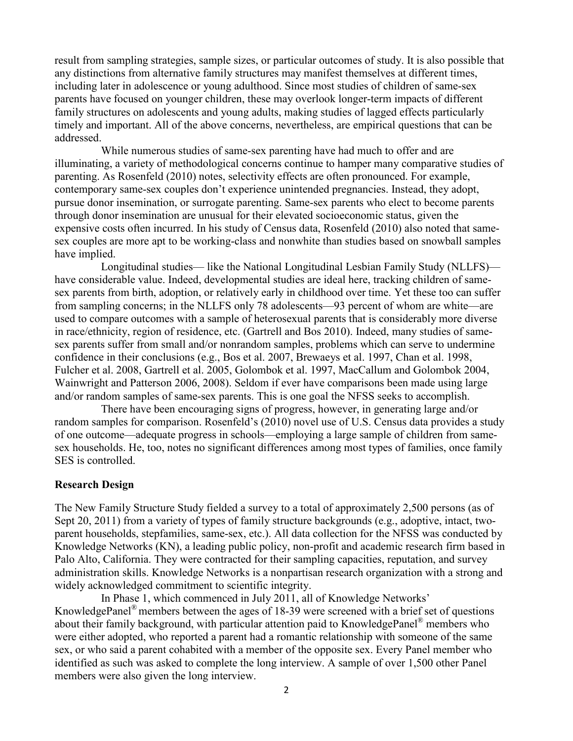result from sampling strategies, sample sizes, or particular outcomes of study. It is also possible that any distinctions from alternative family structures may manifest themselves at different times, including later in adolescence or young adulthood. Since most studies of children of same-sex parents have focused on younger children, these may overlook longer-term impacts of different family structures on adolescents and young adults, making studies of lagged effects particularly timely and important. All of the above concerns, nevertheless, are empirical questions that can be addressed.

While numerous studies of same-sex parenting have had much to offer and are illuminating, a variety of methodological concerns continue to hamper many comparative studies of parenting. As Rosenfeld (2010) notes, selectivity effects are often pronounced. For example, contemporary same-sex couples don't experience unintended pregnancies. Instead, they adopt, pursue donor insemination, or surrogate parenting. Same-sex parents who elect to become parents through donor insemination are unusual for their elevated socioeconomic status, given the expensive costs often incurred. In his study of Census data, Rosenfeld (2010) also noted that same-sex couples are more apt to be working-class and nonwhite than studies based on snowball samples have implied.

Longitudinal studies— like the National Longitudinal Lesbian Family Study (NLLFS)—have considerable value. Indeed, developmental studies are ideal here, tracking children of same-sex parents from birth, adoption, or relatively early in childhood over time. Yet these too can suffer from sampling concerns; in the NLLFS only 78 adolescents—93 percent of whom are white—are used to compare outcomes with a sample of heterosexual parents that is considerably more diverse in race/ethnicity, region of residence, etc. (Gartrell and Bos 2010). Indeed, many studies of same-sex parents suffer from small and/or nonrandom samples, problems which can serve to undermine confidence in their conclusions (e.g., Bos et al. 2007, Brewaeys et al. 1997, Chan et al. 1998, Fulcher et al. 2008, Gartrell et al. 2005, Golombok et al. 1997, MacCallum and Golombok 2004, Wainwright and Patterson 2006, 2008). Seldom if ever have comparisons been made using large and/or random samples of same-sex parents. This is one goal the NFSS seeks to accomplish.

There have been encouraging signs of progress, however, in generating large and/or random samples for comparison. Rosenfeld's (2010) novel use of U.S. Census data provides a study of one outcome—adequate progress in schools—employing a large sample of children from same-sex households. He, too, notes no significant differences among most types of families, once family SES is controlled.

## Research Design

The New Family Structure Study fielded a survey to a total of approximately 2,500 persons (as of Sept 20, 2011) from a variety of types of family structure backgrounds (e.g., adoptive, intact, two-parent households, stepfamilies, same-sex, etc.). All data collection for the NFSS was conducted by Knowledge Networks (KN), a leading public policy, non-profit and academic research firm based in Palo Alto, California. They were contracted for their sampling capacities, reputation, and survey administration skills. Knowledge Networks is a nonpartisan research organization with a strong and widely acknowledged commitment to scientific integrity.

In Phase 1, which commenced in July 2011, all of Knowledge Networks' KnowledgePanel® members between the ages of 18-39 were screened with a brief set of questions about their family background, with particular attention paid to KnowledgePanel® members who were either adopted, who reported a parent had a romantic relationship with someone of the same sex, or who said a parent cohabited with a member of the opposite sex. Every Panel member who identified as such was asked to complete the long interview. A sample of over 1,500 other Panel members were also given the long interview.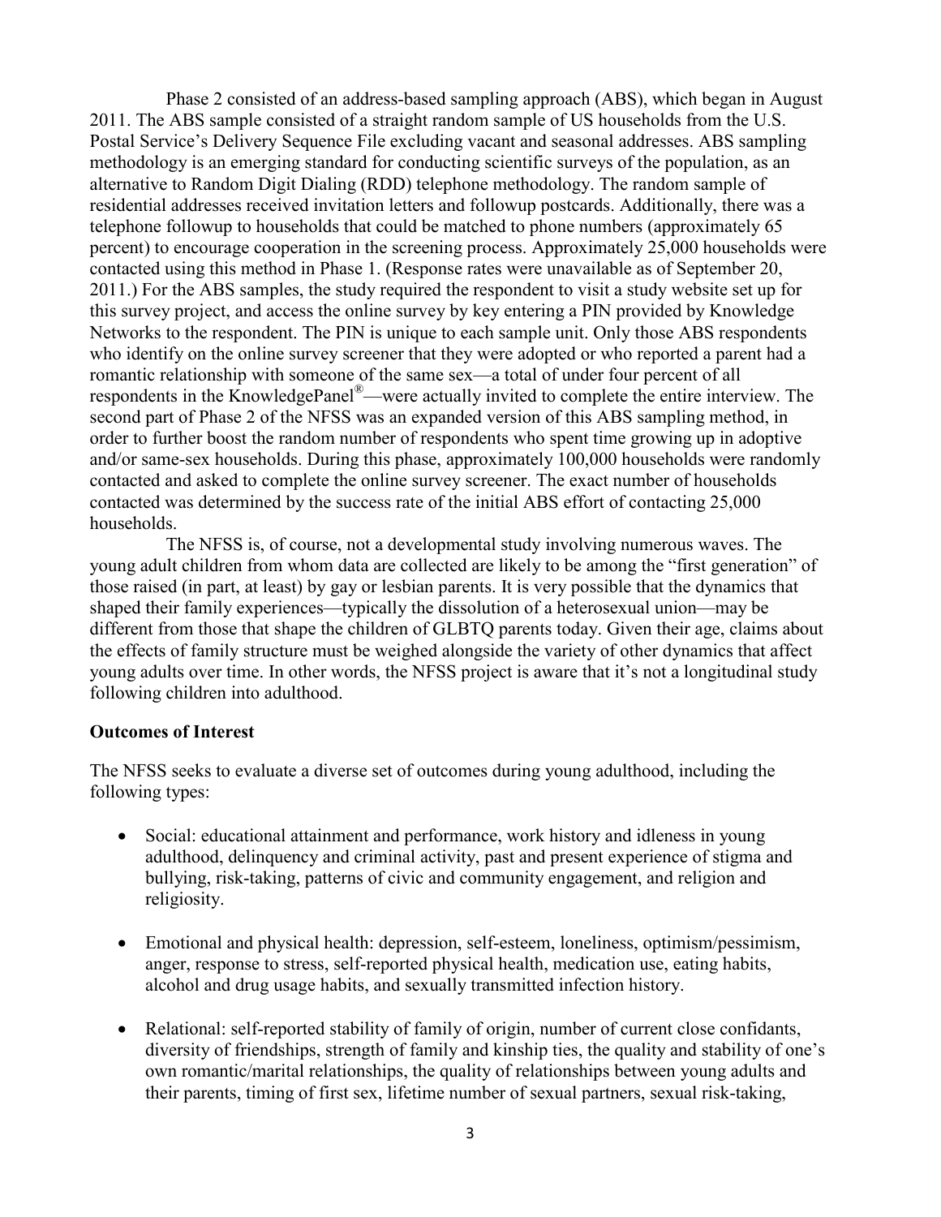Phase 2 consisted of an address-based sampling approach (ABS), which began in August 2011. The ABS sample consisted of a straight random sample of US households from the U.S. Postal Service's Delivery Sequence File excluding vacant and seasonal addresses. ABS sampling methodology is an emerging standard for conducting scientific surveys of the population, as an alternative to Random Digit Dialing (RDD) telephone methodology. The random sample of residential addresses received invitation letters and followup postcards. Additionally, there was a telephone followup to households that could be matched to phone numbers (approximately 65 percent) to encourage cooperation in the screening process. Approximately 25,000 households were contacted using this method in Phase 1. (Response rates were unavailable as of September 20, 2011.) For the ABS samples, the study required the respondent to visit a study website set up for this survey project, and access the online survey by key entering a PIN provided by Knowledge Networks to the respondent. The PIN is unique to each sample unit. Only those ABS respondents who identify on the online survey screener that they were adopted or who reported a parent had a romantic relationship with someone of the same sex—a total of under four percent of all respondents in the KnowledgePanel®—were actually invited to complete the entire interview. The second part of Phase 2 of the NFSS was an expanded version of this ABS sampling method, in order to further boost the random number of respondents who spent time growing up in adoptive and/or same-sex households. During this phase, approximately 100,000 households were randomly contacted and asked to complete the online survey screener. The exact number of households contacted was determined by the success rate of the initial ABS effort of contacting 25,000 households.

The NFSS is, of course, not a developmental study involving numerous waves. The young adult children from whom data are collected are likely to be among the "first generation" of those raised (in part, at least) by gay or lesbian parents. It is very possible that the dynamics that shaped their family experiences—typically the dissolution of a heterosexual union—may be different from those that shape the children of GLBTQ parents today. Given their age, claims about the effects of family structure must be weighed alongside the variety of other dynamics that affect young adults over time. In other words, the NFSS project is aware that it's not a longitudinal study following children into adulthood.

**Outcomes of Interest**

The NFSS seeks to evaluate a diverse set of outcomes during young adulthood, including the following types:

- Social: educational attainment and performance, work history and idleness in young adulthood, delinquency and criminal activity, past and present experience of stigma and bullying, risk-taking, patterns of civic and community engagement, and religion and religiosity.

- Emotional and physical health: depression, self-esteem, loneliness, optimism/pessimism, anger, response to stress, self-reported physical health, medication use, eating habits, alcohol and drug usage habits, and sexually transmitted infection history.

- Relational: self-reported stability of family of origin, number of current close confidants, diversity of friendships, strength of family and kinship ties, the quality and stability of one's own romantic/marital relationships, the quality of relationships between young adults and their parents, timing of first sex, lifetime number of sexual partners, sexual risk-taking,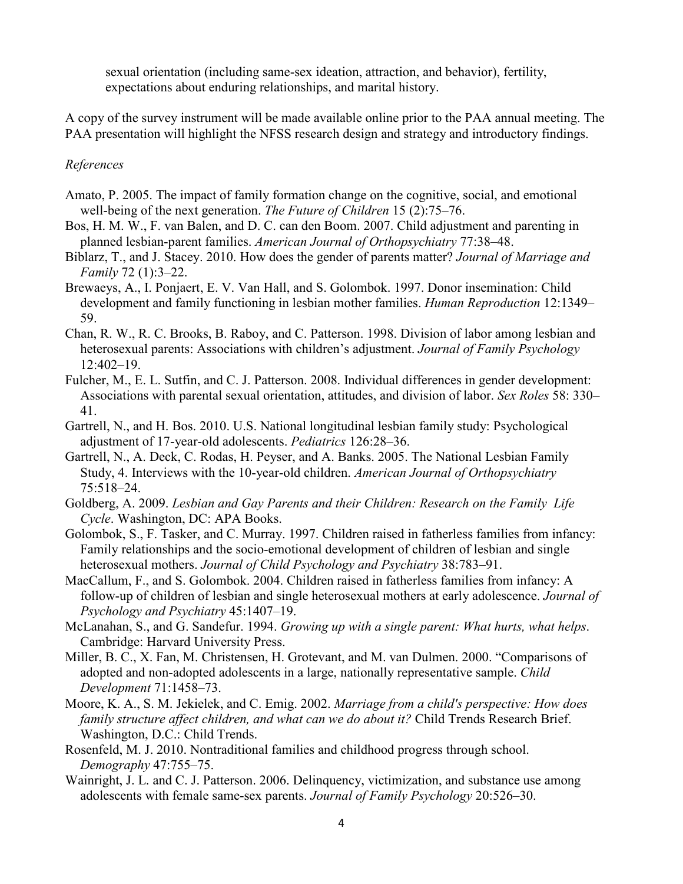sexual orientation (including same-sex ideation, attraction, and behavior), fertility, expectations about enduring relationships, and marital history.

A copy of the survey instrument will be made available online prior to the PAA annual meeting. The PAA presentation will highlight the NFSS research design and strategy and introductory findings.

*References*

Amato, P. 2005. The impact of family formation change on the cognitive, social, and emotional well-being of the next generation. *The Future of Children* 15 (2):75–76.

Bos, H. M. W., F. van Balen, and D. C. can den Boom. 2007. Child adjustment and parenting in planned lesbian-parent families. *American Journal of Orthopsychiatry* 77:38–48.

Biblarz, T., and J. Stacey. 2010. How does the gender of parents matter? *Journal of Marriage and Family* 72 (1):3–22.

Brewaeys, A., I. Ponjaert, E. V. Van Hall, and S. Golombok. 1997. Donor insemination: Child development and family functioning in lesbian mother families. *Human Reproduction* 12:1349–59.

Chan, R. W., R. C. Brooks, B. Raboy, and C. Patterson. 1998. Division of labor among lesbian and heterosexual parents: Associations with children's adjustment. *Journal of Family Psychology* 12:402–19.

Fulcher, M., E. L. Sutfin, and C. J. Patterson. 2008. Individual differences in gender development: Associations with parental sexual orientation, attitudes, and division of labor. *Sex Roles* 58: 330–41.

Gartrell, N., and H. Bos. 2010. U.S. National longitudinal lesbian family study: Psychological adjustment of 17-year-old adolescents. *Pediatrics* 126:28–36.

Gartrell, N., A. Deck, C. Rodas, H. Peyser, and A. Banks. 2005. The National Lesbian Family Study, 4. Interviews with the 10-year-old children. *American Journal of Orthopsychiatry* 75:518–24.

Goldberg, A. 2009. *Lesbian and Gay Parents and their Children: Research on the Family Life Cycle*. Washington, DC: APA Books.

Golombok, S., F. Tasker, and C. Murray. 1997. Children raised in fatherless families from infancy: Family relationships and the socio-emotional development of children of lesbian and single heterosexual mothers. *Journal of Child Psychology and Psychiatry* 38:783–91.

MacCallum, F., and S. Golombok. 2004. Children raised in fatherless families from infancy: A follow-up of children of lesbian and single heterosexual mothers at early adolescence. *Journal of Psychology and Psychiatry* 45:1407–19.

McLanahan, S., and G. Sandefur. 1994. *Growing up with a single parent: What hurts, what helps*. Cambridge: Harvard University Press.

Miller, B. C., X. Fan, M. Christensen, H. Grotevant, and M. van Dulmen. 2000. "Comparisons of adopted and non-adopted adolescents in a large, nationally representative sample. *Child Development* 71:1458–73.

Moore, K. A., S. M. Jekielek, and C. Emig. 2002. *Marriage from a child's perspective: How does family structure affect children, and what can we do about it?* Child Trends Research Brief. Washington, D.C.: Child Trends.

Rosenfeld, M. J. 2010. Nontraditional families and childhood progress through school. *Demography* 47:755–75.

Wainright, J. L. and C. J. Patterson. 2006. Delinquency, victimization, and substance use among adolescents with female same-sex parents. *Journal of Family Psychology* 20:526–30.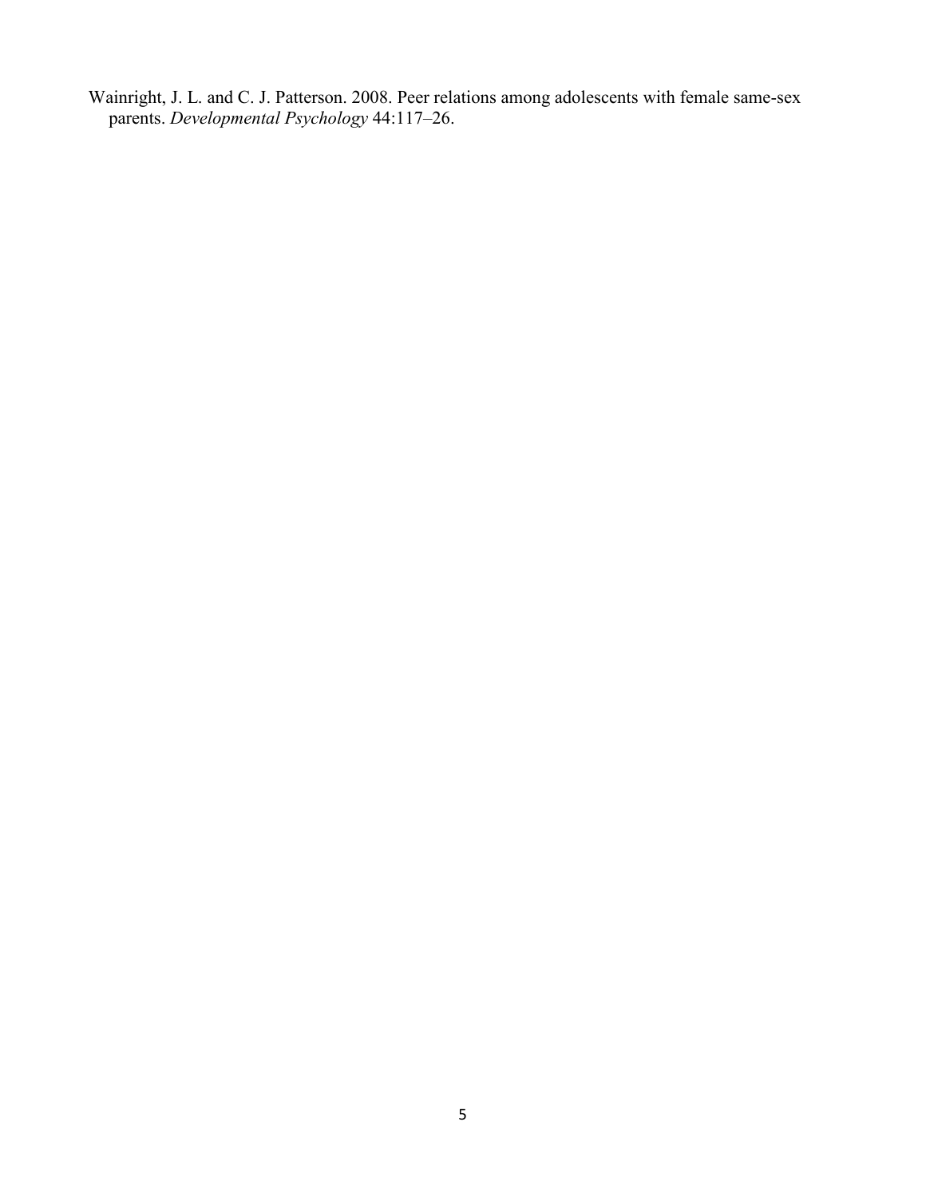Wainright, J. L. and C. J. Patterson. 2008. Peer relations among adolescents with female same-sex parents. *Developmental Psychology* 44:117–26.